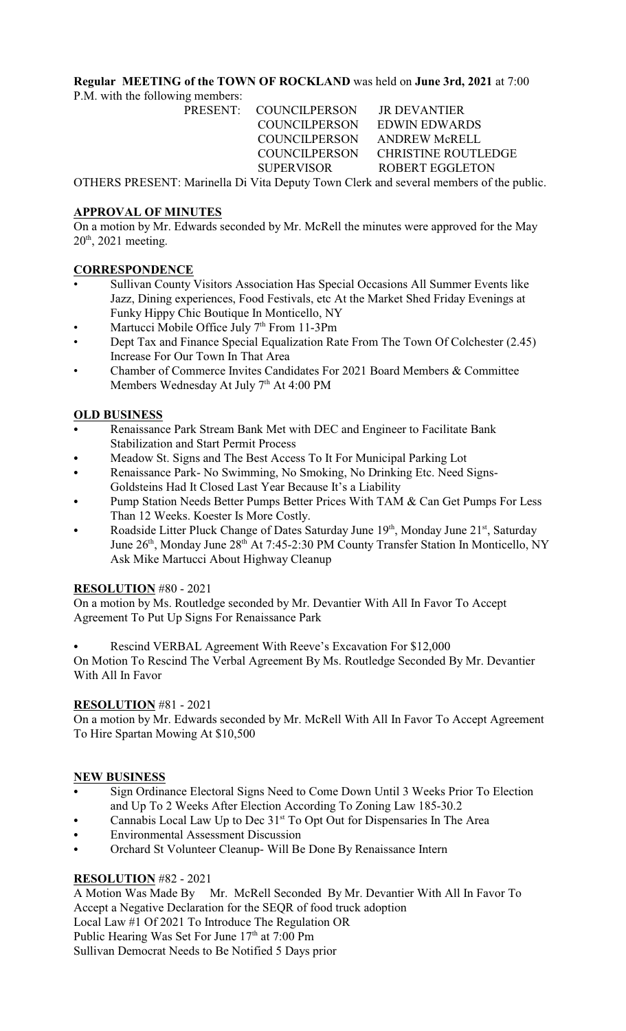**Regular MEETING of the TOWN OF ROCKLAND** was held on **June 3rd, 2021** at 7:00 P.M. with the following members:

| PRESENT: | COUNCILPERSON | JR DEVANTIER |
|---|---|---|
| | COUNCILPERSON | EDWIN EDWARDS |
| | COUNCILPERSON | ANDREW McRELL |
| | COUNCILPERSON | CHRISTINE ROUTLEDGE |
| | SUPERVISOR | ROBERT EGGLETON |

OTHERS PRESENT: Marinella Di Vita Deputy Town Clerk and several members of the public.

## APPROVAL OF MINUTES

On a motion by Mr. Edwards seconded by Mr. McRell the minutes were approved for the May 20th, 2021 meeting.

## CORRESPONDENCE

- Sullivan County Visitors Association Has Special Occasions All Summer Events like Jazz, Dining experiences, Food Festivals, etc At the Market Shed Friday Evenings at Funky Hippy Chic Boutique In Monticello, NY
- Martucci Mobile Office July 7th From 11-3Pm
- Dept Tax and Finance Special Equalization Rate From The Town Of Colchester (2.45) Increase For Our Town In That Area
- Chamber of Commerce Invites Candidates For 2021 Board Members & Committee Members Wednesday At July 7th At 4:00 PM

## OLD BUSINESS

- Renaissance Park Stream Bank Met with DEC and Engineer to Facilitate Bank Stabilization and Start Permit Process
- Meadow St. Signs and The Best Access To It For Municipal Parking Lot
- Renaissance Park- No Swimming, No Smoking, No Drinking Etc. Need Signs- Goldsteins Had It Closed Last Year Because It's a Liability
- Pump Station Needs Better Pumps Better Prices With TAM & Can Get Pumps For Less Than 12 Weeks. Koester Is More Costly.
- Roadside Litter Pluck Change of Dates Saturday June 19th, Monday June 21st, Saturday June 26th, Monday June 28th At 7:45-2:30 PM County Transfer Station In Monticello, NY Ask Mike Martucci About Highway Cleanup

## RESOLUTION #80 - 2021

On a motion by Ms. Routledge seconded by Mr. Devantier With All In Favor To Accept Agreement To Put Up Signs For Renaissance Park

- Rescind VERBAL Agreement With Reeve's Excavation For $12,000

On Motion To Rescind The Verbal Agreement By Ms. Routledge Seconded By Mr. Devantier With All In Favor

## RESOLUTION #81 - 2021

On a motion by Mr. Edwards seconded by Mr. McRell With All In Favor To Accept Agreement To Hire Spartan Mowing At $10,500

## NEW BUSINESS

- Sign Ordinance Electoral Signs Need to Come Down Until 3 Weeks Prior To Election and Up To 2 Weeks After Election According To Zoning Law 185-30.2
- Cannabis Local Law Up to Dec 31st To Opt Out for Dispensaries In The Area
- Environmental Assessment Discussion
- Orchard St Volunteer Cleanup- Will Be Done By Renaissance Intern

## RESOLUTION #82 - 2021

A Motion Was Made By Mr. McRell Seconded By Mr. Devantier With All In Favor To Accept a Negative Declaration for the SEQR of food truck adoption
Local Law #1 Of 2021 To Introduce The Regulation OR
Public Hearing Was Set For June 17th at 7:00 Pm
Sullivan Democrat Needs to Be Notified 5 Days prior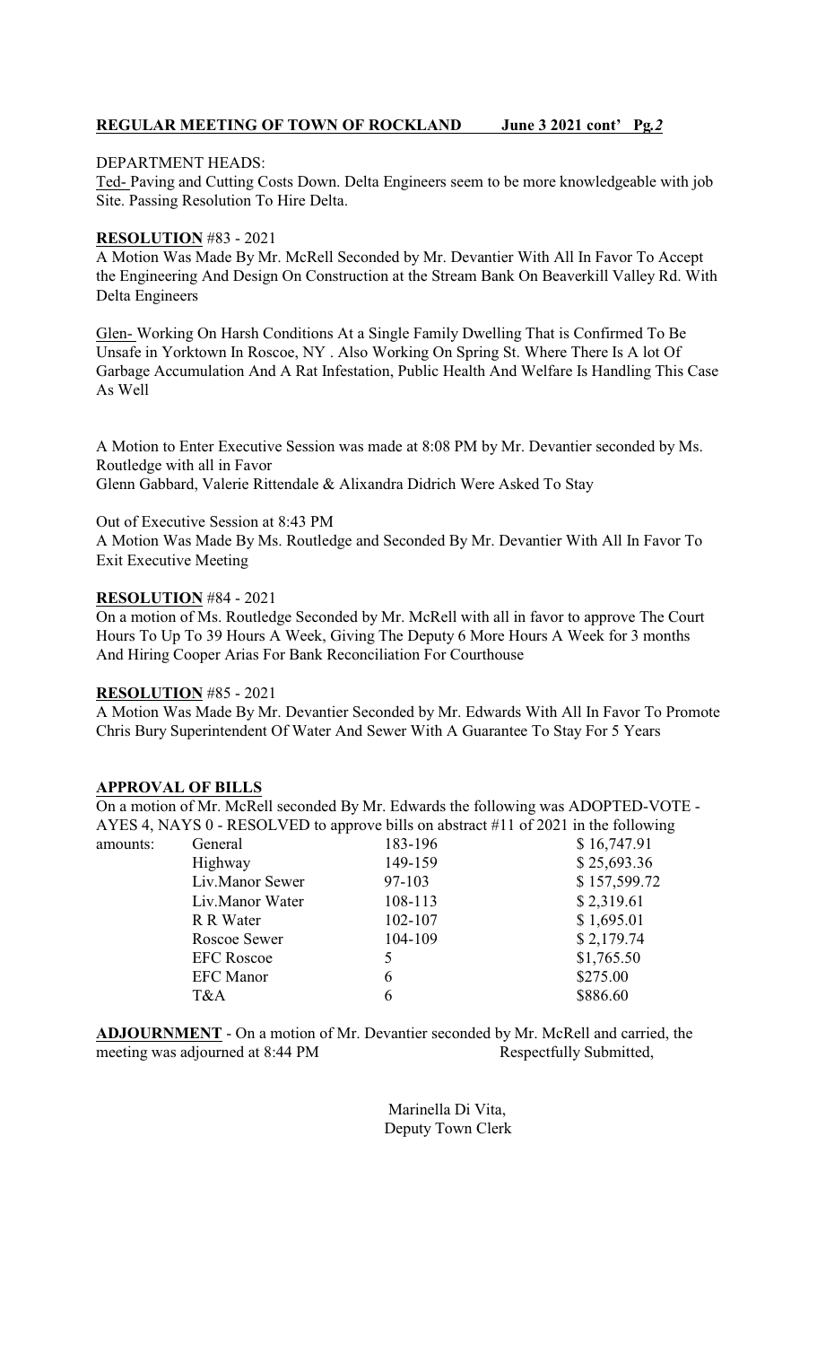**REGULAR MEETING OF TOWN OF ROCKLAND June 3 2021 cont' *Pg.2***

DEPARTMENT HEADS:

Ted- Paving and Cutting Costs Down. Delta Engineers seem to be more knowledgeable with job Site. Passing Resolution To Hire Delta.

**RESOLUTION** #83 - 2021

A Motion Was Made By Mr. McRell Seconded by Mr. Devantier With All In Favor To Accept the Engineering And Design On Construction at the Stream Bank On Beaverkill Valley Rd. With Delta Engineers

Glen- Working On Harsh Conditions At a Single Family Dwelling That is Confirmed To Be Unsafe in Yorktown In Roscoe, NY . Also Working On Spring St. Where There Is A lot Of Garbage Accumulation And A Rat Infestation, Public Health And Welfare Is Handling This Case As Well

A Motion to Enter Executive Session was made at 8:08 PM by Mr. Devantier seconded by Ms. Routledge with all in Favor

Glenn Gabbard, Valerie Rittendale & Alixandra Didrich Were Asked To Stay

Out of Executive Session at 8:43 PM

A Motion Was Made By Ms. Routledge and Seconded By Mr. Devantier With All In Favor To Exit Executive Meeting

**RESOLUTION** #84 - 2021

On a motion of Ms. Routledge Seconded by Mr. McRell with all in favor to approve The Court Hours To Up To 39 Hours A Week, Giving The Deputy 6 More Hours A Week for 3 months And Hiring Cooper Arias For Bank Reconciliation For Courthouse

**RESOLUTION** #85 - 2021

A Motion Was Made By Mr. Devantier Seconded by Mr. Edwards With All In Favor To Promote Chris Bury Superintendent Of Water And Sewer With A Guarantee To Stay For 5 Years

**APPROVAL OF BILLS**

On a motion of Mr. McRell seconded By Mr. Edwards the following was ADOPTED-VOTE - AYES 4, NAYS 0 - RESOLVED to approve bills on abstract #11 of 2021 in the following amounts:

| | | |
|---|---|---|
| General | 183-196 | $ 16,747.91 |
| Highway | 149-159 | $ 25,693.36 |
| Liv.Manor Sewer | 97-103 | $ 157,599.72 |
| Liv.Manor Water | 108-113 | $ 2,319.61 |
| R R Water | 102-107 | $ 1,695.01 |
| Roscoe Sewer | 104-109 | $ 2,179.74 |
| EFC Roscoe | 5 | $1,765.50 |
| EFC Manor | 6 | $275.00 |
| T&A | 6 | $886.60 |

**ADJOURNMENT** - On a motion of Mr. Devantier seconded by Mr. McRell and carried, the meeting was adjourned at 8:44 PM

Respectfully Submitted,

Marinella Di Vita,
Deputy Town Clerk